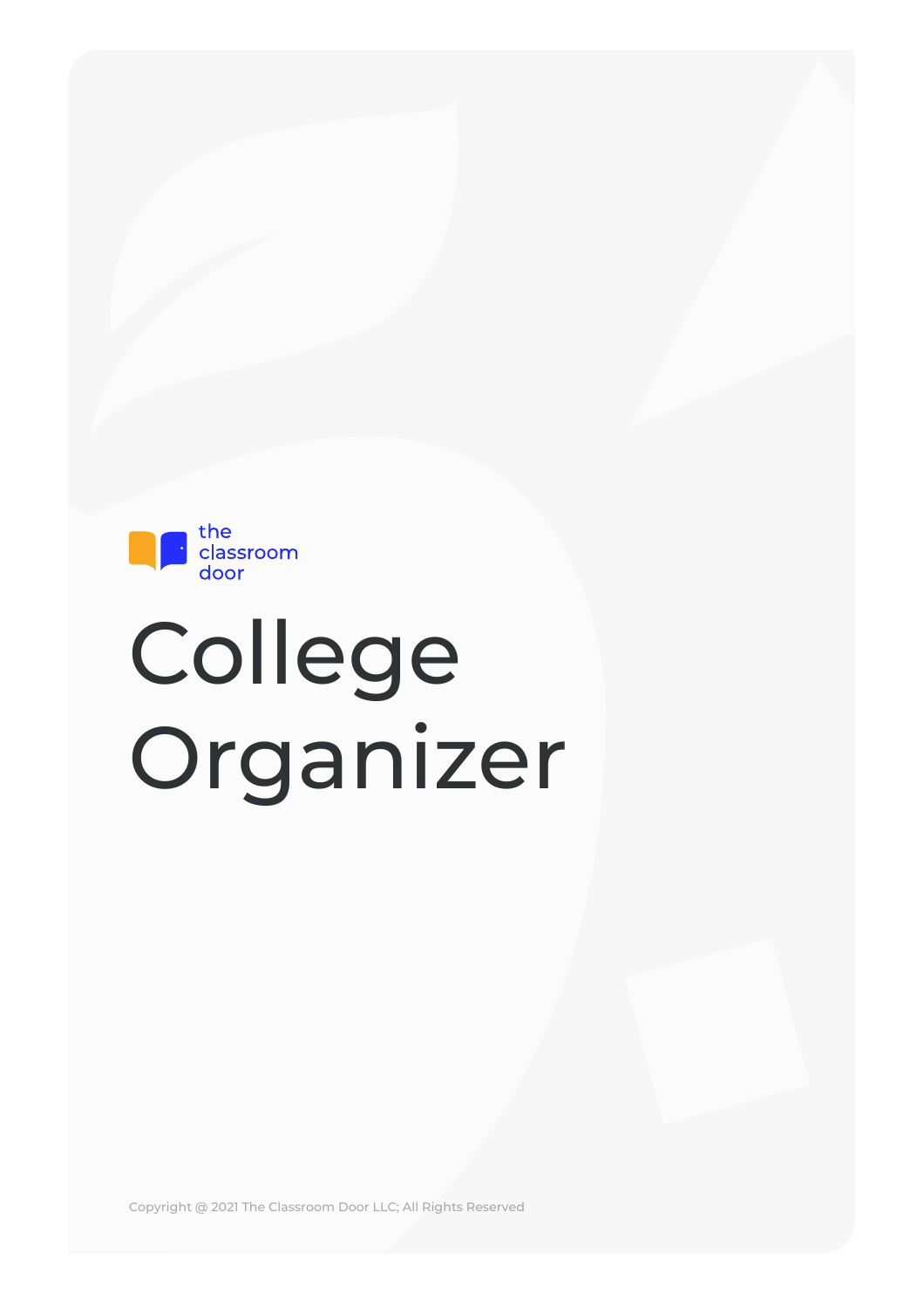the classroom door

# College Organizer

Copyright @ 2021 The Classroom Door LLC; All Rights Reserved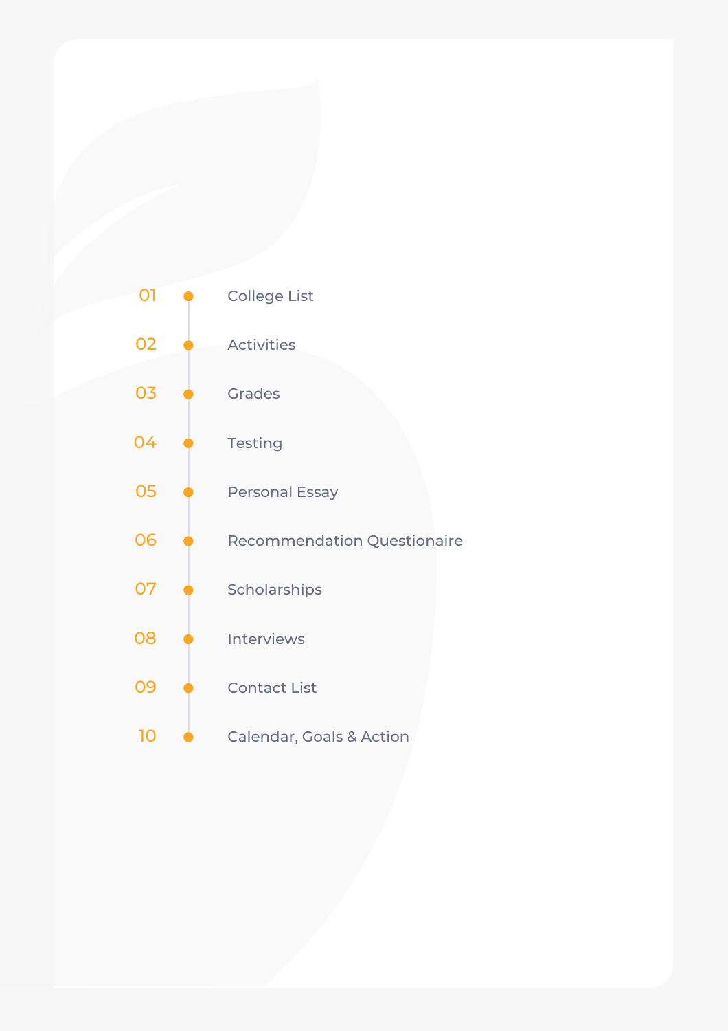01 College List

02 Activities

03 Grades

04 Testing

05 Personal Essay

06 Recommendation Questionaire

07 Scholarships

08 Interviews

09 Contact List

10 Calendar, Goals & Action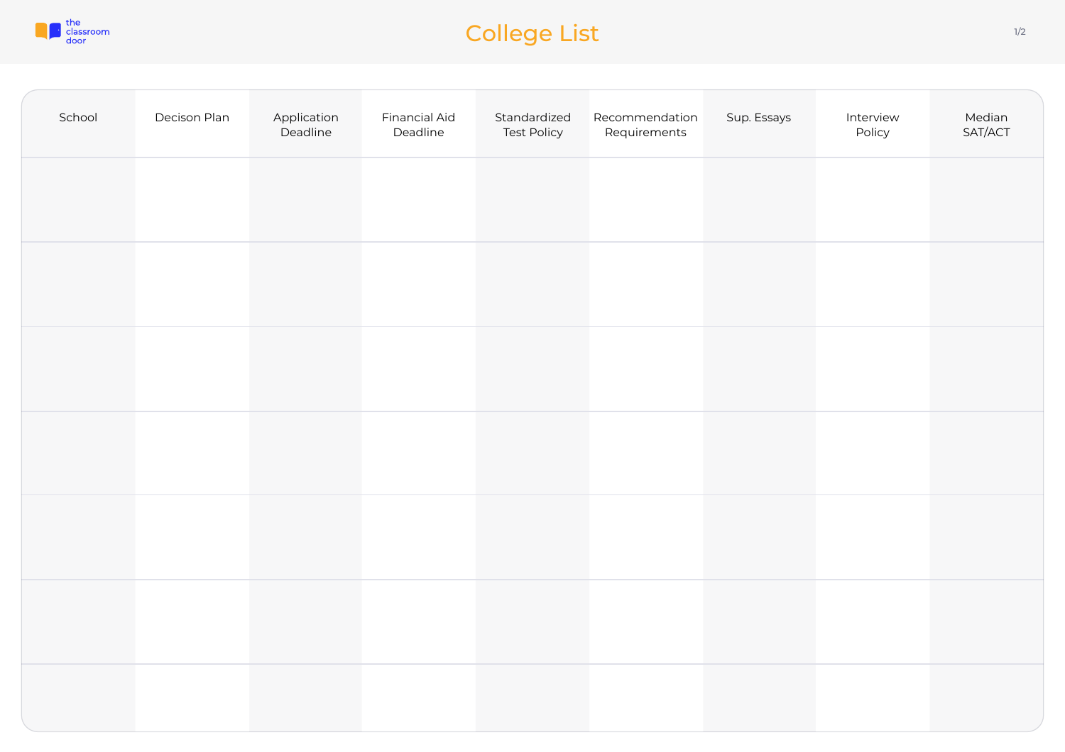# College List

| School | Decison Plan | Application Deadline | Financial Aid Deadline | Standardized Test Policy | Recommendation Requirements | Sup. Essays | Interview Policy | Median SAT/ACT |
|---|---|---|---|---|---|---|---|---|
| | | | | | | | | |
| | | | | | | | | |
| | | | | | | | | |
| | | | | | | | | |
| | | | | | | | | |
| | | | | | | | | |
| | | | | | | | | |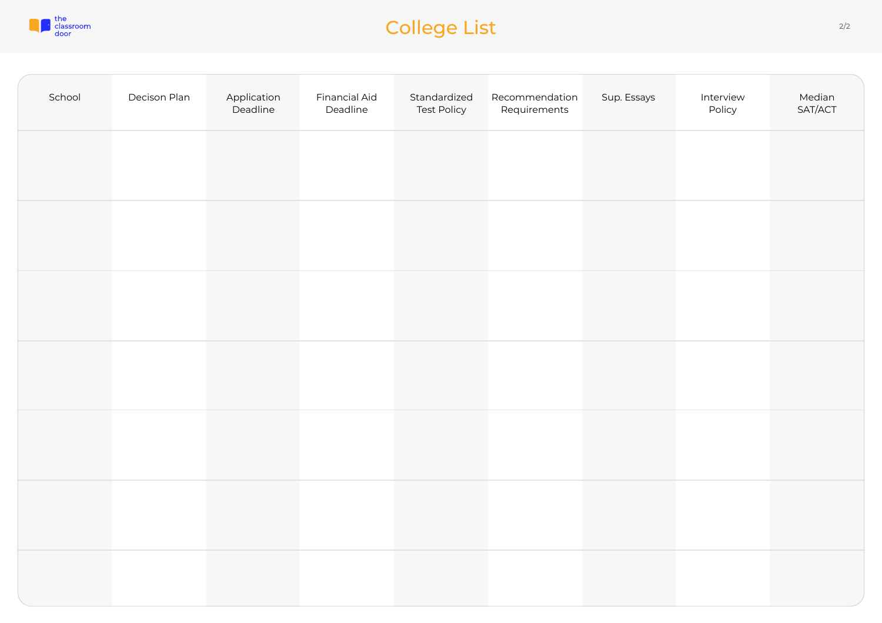# College List

| School | Decison Plan | Application Deadline | Financial Aid Deadline | Standardized Test Policy | Recommendation Requirements | Sup. Essays | Interview Policy | Median SAT/ACT |
|---|---|---|---|---|---|---|---|---|
| | | | | | | | | |
| | | | | | | | | |
| | | | | | | | | |
| | | | | | | | | |
| | | | | | | | | |
| | | | | | | | | |
| | | | | | | | | |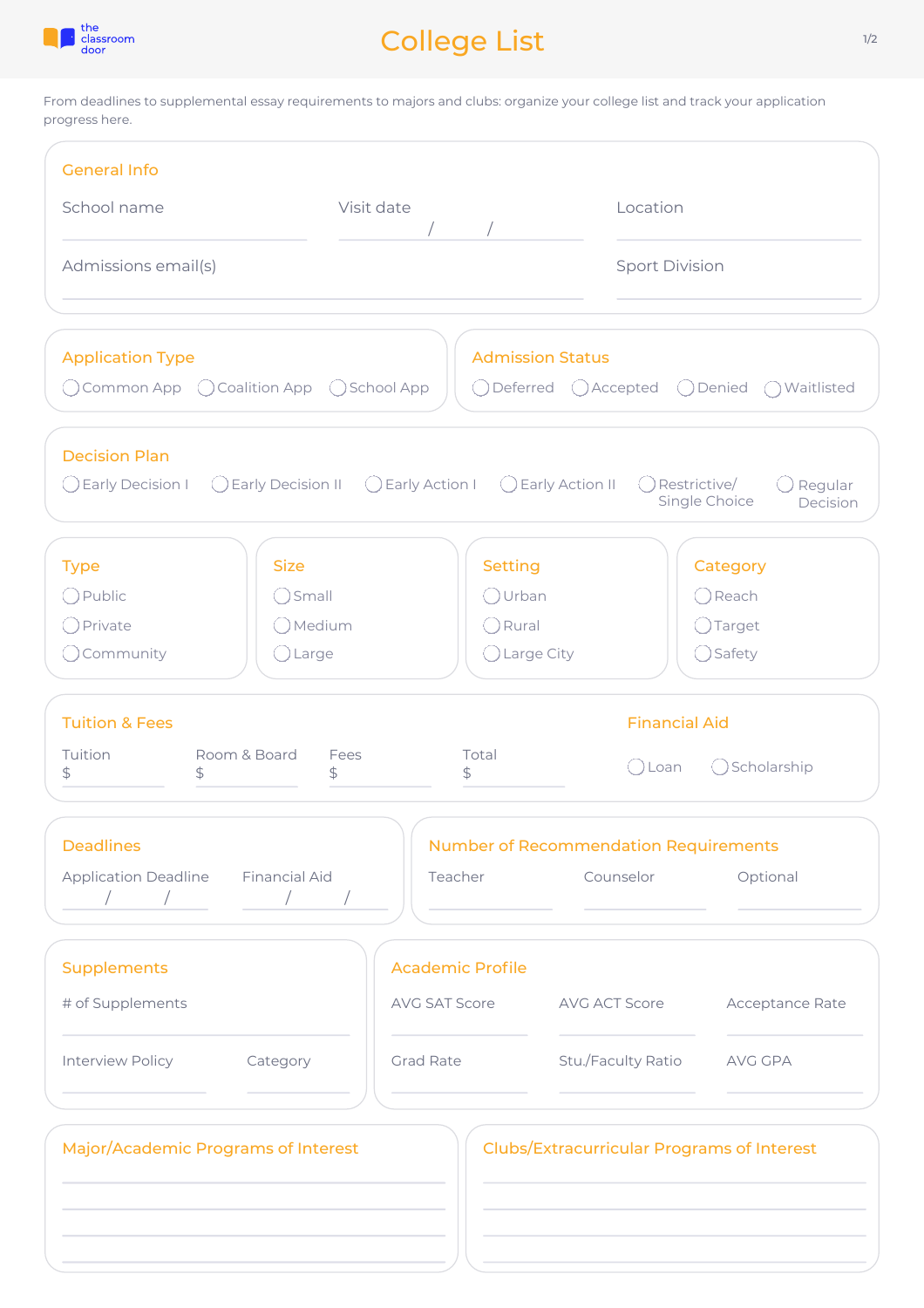# College List

From deadlines to supplemental essay requirements to majors and clubs: organize your college list and track your application progress here.

## General Info

School name

Visit date / /

Location

Admissions email(s)

Sport Division

## Application Type

- ◯ Common App
- ◯ Coalition App
- ◯ School App

## Admission Status

- ◯ Deferred
- ◯ Accepted
- ◯ Denied
- ◯ Waitlisted

## Decision Plan

- ◯ Early Decision I
- ◯ Early Decision II
- ◯ Early Action I
- ◯ Early Action II
- ◯ Restrictive/ Single Choice
- ◯ Regular Decision

## Type

- ◯ Public
- ◯ Private
- ◯ Community

## Size

- ◯ Small
- ◯ Medium
- ◯ Large

## Setting

- ◯ Urban
- ◯ Rural
- ◯ Large City

## Category

- ◯ Reach
- ◯ Target
- ◯ Safety

## Tuition & Fees

Tuition $

Room & Board $

Fees $

Total $

## Financial Aid

- ◯ Loan
- ◯ Scholarship

## Deadlines

Application Deadline / /

Financial Aid / /

## Number of Recommendation Requirements

Teacher

Counselor

Optional

## Supplements

\# of Supplements

Interview Policy

Category

## Academic Profile

AVG SAT Score

AVG ACT Score

Acceptance Rate

Grad Rate

Stu./Faculty Ratio

AVG GPA

## Major/Academic Programs of Interest

## Clubs/Extracurricular Programs of Interest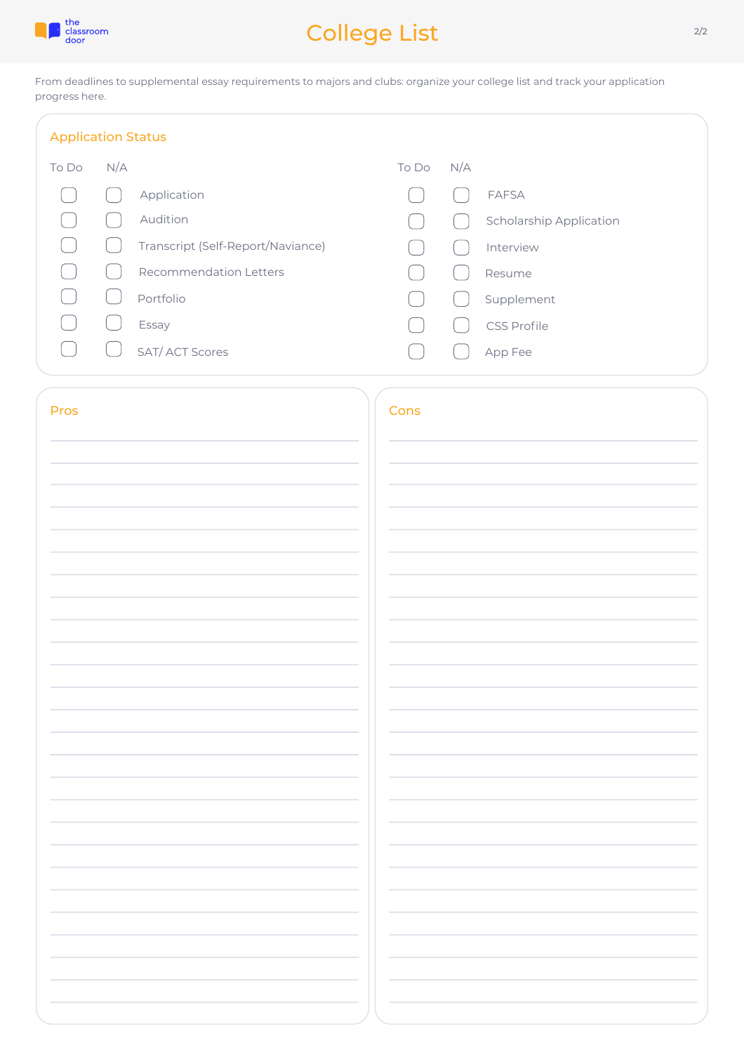# College List

From deadlines to supplemental essay requirements to majors and clubs: organize your college list and track your application progress here.

## Application Status

| To Do | N/A | | To Do | N/A | |
|---|---|---|---|---|---|
| ☐ | ☐ | Application | ☐ | ☐ | FAFSA |
| ☐ | ☐ | Audition | ☐ | ☐ | Scholarship Application |
| ☐ | ☐ | Transcript (Self-Report/Naviance) | ☐ | ☐ | Interview |
| ☐ | ☐ | Recommendation Letters | ☐ | ☐ | Resume |
| ☐ | ☐ | Portfolio | ☐ | ☐ | Supplement |
| ☐ | ☐ | Essay | ☐ | ☐ | CSS Profile |
| ☐ | ☐ | SAT/ ACT Scores | ☐ | ☐ | App Fee |

## Pros

## Cons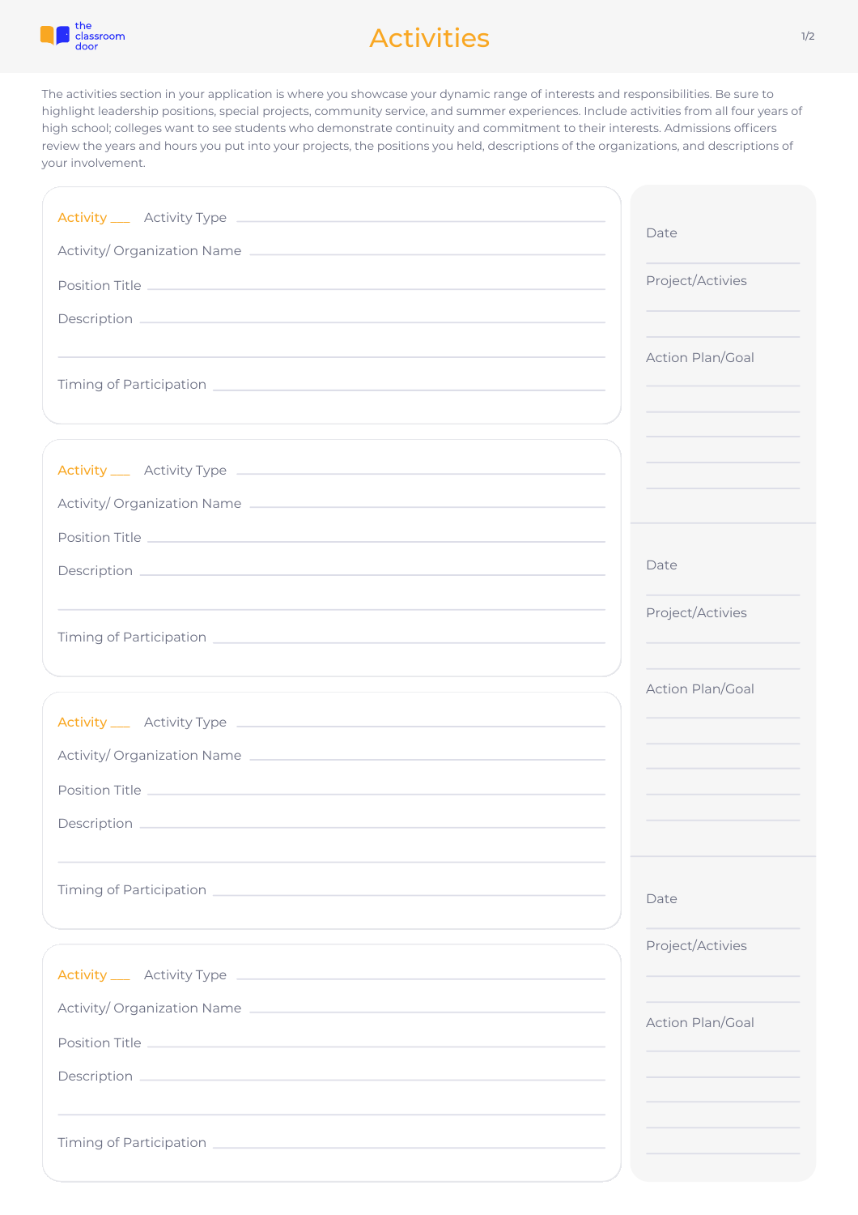# Activities

The activities section in your application is where you showcase your dynamic range of interests and responsibilities. Be sure to highlight leadership positions, special projects, community service, and summer experiences. Include activities from all four years of high school; colleges want to see students who demonstrate continuity and commitment to their interests. Admissions officers review the years and hours you put into your projects, the positions you held, descriptions of the organizations, and descriptions of your involvement.

Activity ___ Activity Type ______________________

Activity/ Organization Name ______________________

Position Title ______________________

Description ______________________

______________________

Timing of Participation ______________________

Activity ___ Activity Type ______________________

Activity/ Organization Name ______________________

Position Title ______________________

Description ______________________

______________________

Timing of Participation ______________________

Activity ___ Activity Type ______________________

Activity/ Organization Name ______________________

Position Title ______________________

Description ______________________

______________________

Timing of Participation ______________________

Activity ___ Activity Type ______________________

Activity/ Organization Name ______________________

Position Title ______________________

Description ______________________

______________________

Timing of Participation ______________________

Date ______________________

Project/Activies ______________________

______________________

Action Plan/Goal ______________________

______________________

______________________

______________________

______________________

Date ______________________

Project/Activies ______________________

______________________

Action Plan/Goal ______________________

______________________

______________________

______________________

______________________

Date ______________________

Project/Activies ______________________

______________________

Action Plan/Goal ______________________

______________________

______________________

______________________

______________________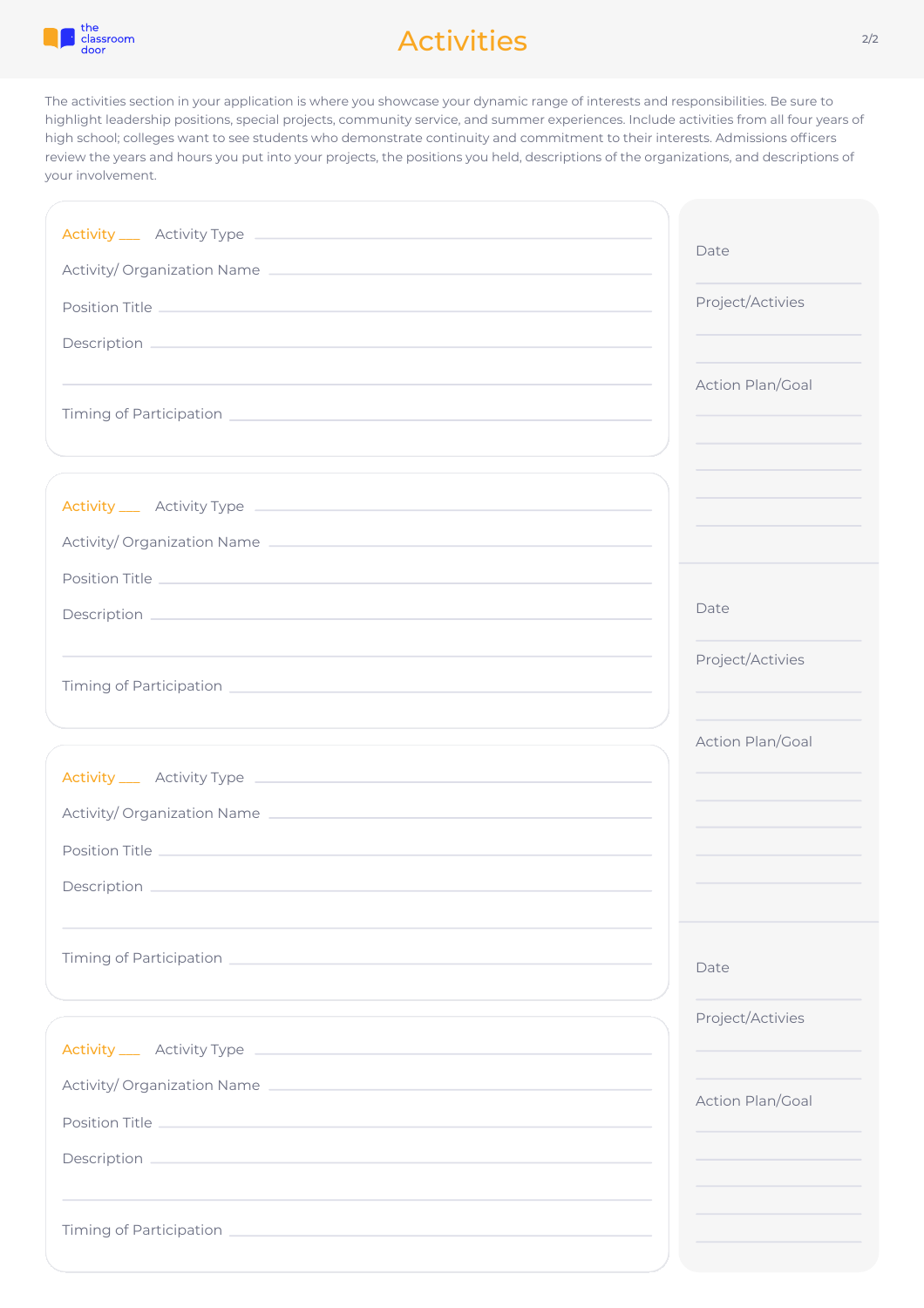# Activities

The activities section in your application is where you showcase your dynamic range of interests and responsibilities. Be sure to highlight leadership positions, special projects, community service, and summer experiences. Include activities from all four years of high school; colleges want to see students who demonstrate continuity and commitment to their interests. Admissions officers review the years and hours you put into your projects, the positions you held, descriptions of the organizations, and descriptions of your involvement.

Activity ___ Activity Type ______________________

Activity/ Organization Name ______________________

Position Title ______________________

Description ______________________

______________________

Timing of Participation ______________________

Activity ___ Activity Type ______________________

Activity/ Organization Name ______________________

Position Title ______________________

Description ______________________

______________________

Timing of Participation ______________________

Activity ___ Activity Type ______________________

Activity/ Organization Name ______________________

Position Title ______________________

Description ______________________

______________________

Timing of Participation ______________________

Activity ___ Activity Type ______________________

Activity/ Organization Name ______________________

Position Title ______________________

Description ______________________

______________________

Timing of Participation ______________________

Date ______________________

Project/Activies ______________________

______________________

Action Plan/Goal ______________________

______________________

______________________

______________________

______________________

Date ______________________

Project/Activies ______________________

______________________

Action Plan/Goal ______________________

______________________

______________________

______________________

______________________

Date ______________________

Project/Activies ______________________

______________________

Action Plan/Goal ______________________

______________________

______________________

______________________

______________________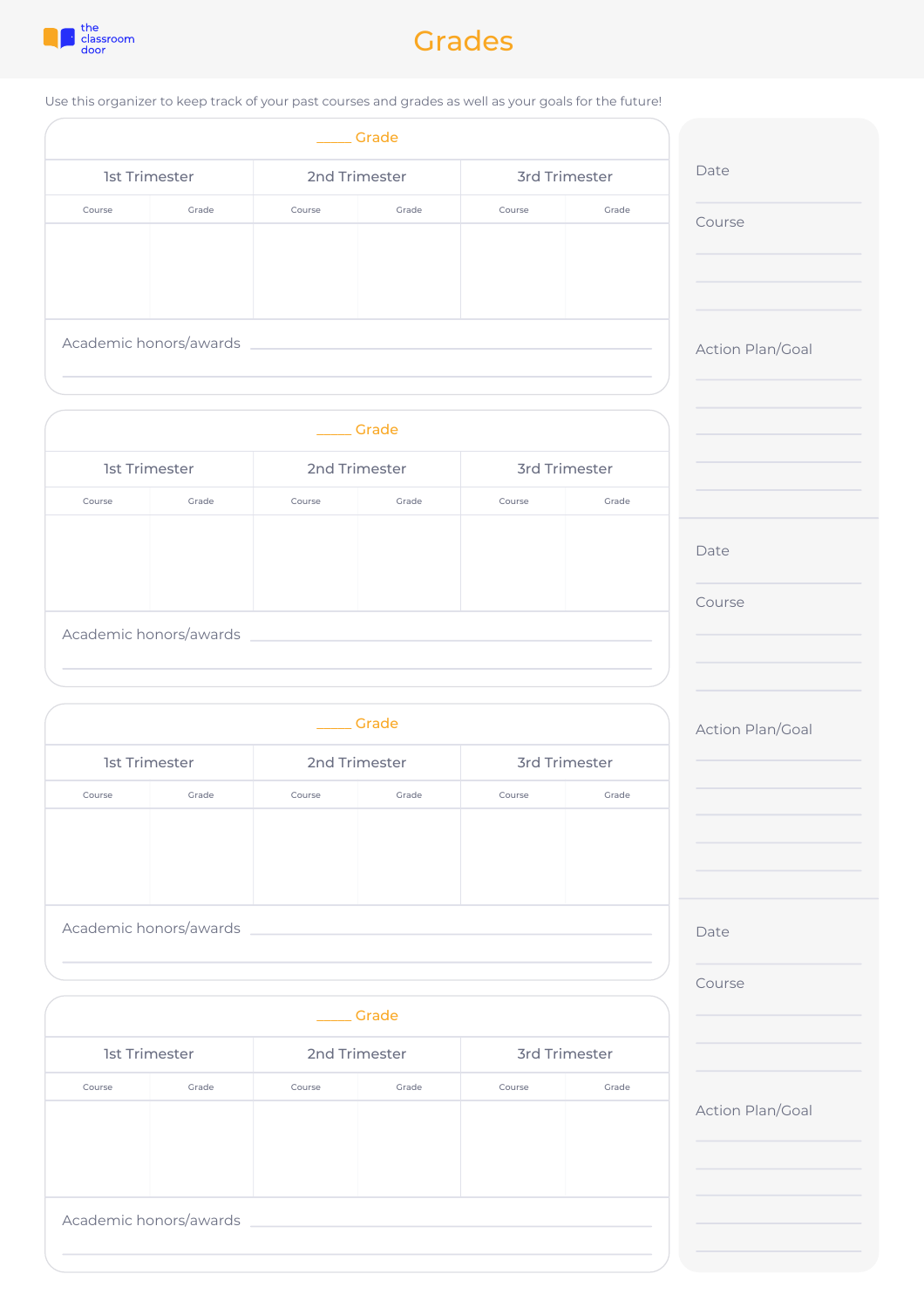# Grades

Use this organizer to keep track of your past courses and grades as well as your goals for the future!

## _____ Grade

| 1st Trimester | | 2nd Trimester | | 3rd Trimester | |
|---|---|---|---|---|---|
| Course | Grade | Course | Grade | Course | Grade |
| | | | | | |

Academic honors/awards ______________________________

## _____ Grade

| 1st Trimester | | 2nd Trimester | | 3rd Trimester | |
|---|---|---|---|---|---|
| Course | Grade | Course | Grade | Course | Grade |
| | | | | | |

Academic honors/awards ______________________________

## _____ Grade

| 1st Trimester | | 2nd Trimester | | 3rd Trimester | |
|---|---|---|---|---|---|
| Course | Grade | Course | Grade | Course | Grade |
| | | | | | |

Academic honors/awards ______________________________

## _____ Grade

| 1st Trimester | | 2nd Trimester | | 3rd Trimester | |
|---|---|---|---|---|---|
| Course | Grade | Course | Grade | Course | Grade |
| | | | | | |

Academic honors/awards ______________________________

Date ______________

Course ______________

Action Plan/Goal ______________

Date ______________

Course ______________

Action Plan/Goal ______________

Date ______________

Course ______________

Action Plan/Goal ______________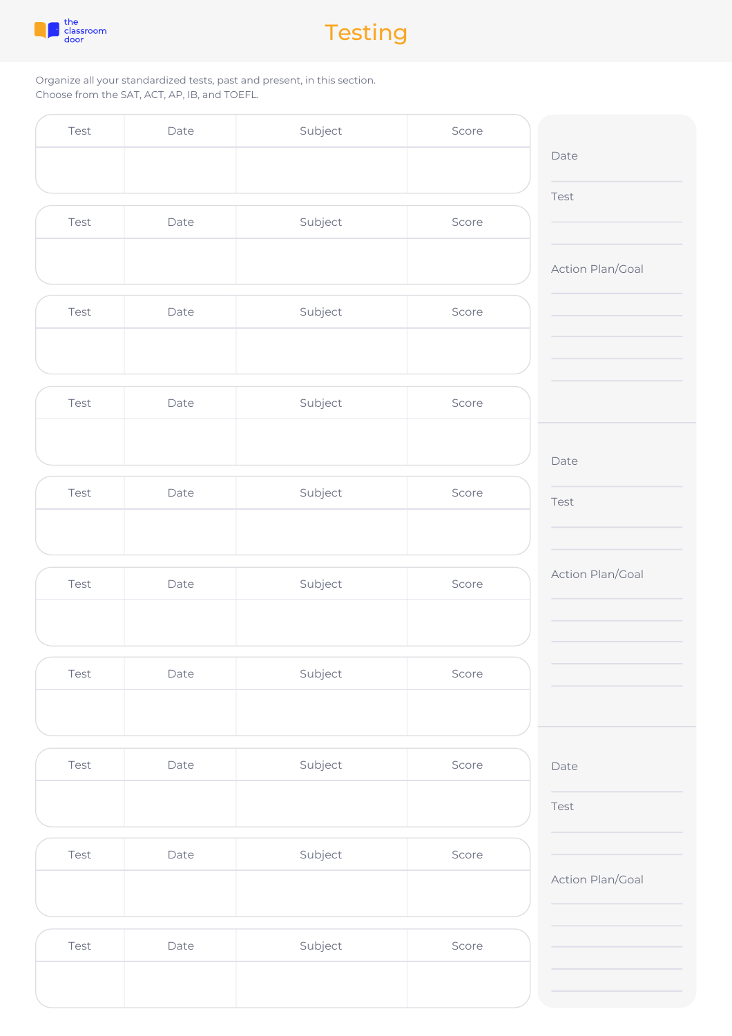# Testing

Organize all your standardized tests, past and present, in this section.
Choose from the SAT, ACT, AP, IB, and TOEFL.

| Test | Date | Subject | Score |
| --- | --- | --- | --- |
| | | | |

| Test | Date | Subject | Score |
| --- | --- | --- | --- |
| | | | |

| Test | Date | Subject | Score |
| --- | --- | --- | --- |
| | | | |

| Test | Date | Subject | Score |
| --- | --- | --- | --- |
| | | | |

| Test | Date | Subject | Score |
| --- | --- | --- | --- |
| | | | |

| Test | Date | Subject | Score |
| --- | --- | --- | --- |
| | | | |

| Test | Date | Subject | Score |
| --- | --- | --- | --- |
| | | | |

| Test | Date | Subject | Score |
| --- | --- | --- | --- |
| | | | |

| Test | Date | Subject | Score |
| --- | --- | --- | --- |
| | | | |

| Test | Date | Subject | Score |
| --- | --- | --- | --- |
| | | | |

Date

Test

Action Plan/Goal

Date

Test

Action Plan/Goal

Date

Test

Action Plan/Goal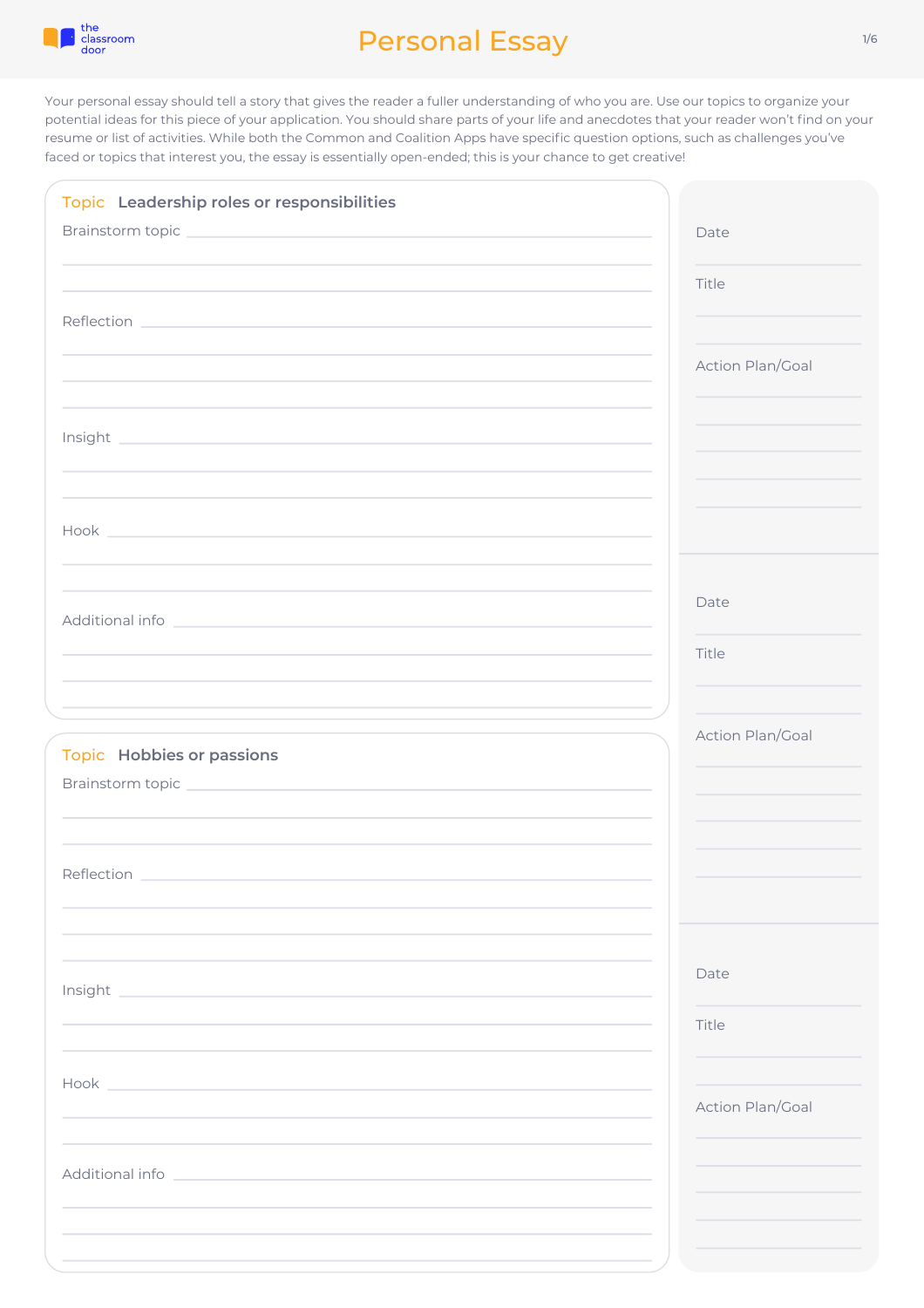# Personal Essay

Your personal essay should tell a story that gives the reader a fuller understanding of who you are. Use our topics to organize your potential ideas for this piece of your application. You should share parts of your life and anecdotes that your reader won't find on your resume or list of activities. While both the Common and Coalition Apps have specific question options, such as challenges you've faced or topics that interest you, the essay is essentially open-ended; this is your chance to get creative!

## Topic Leadership roles or responsibilities

Brainstorm topic

Reflection

Insight

Hook

Additional info

## Topic Hobbies or passions

Brainstorm topic

Reflection

Insight

Hook

Additional info

---

Date

Title

Action Plan/Goal

---

Date

Title

Action Plan/Goal

---

Date

Title

Action Plan/Goal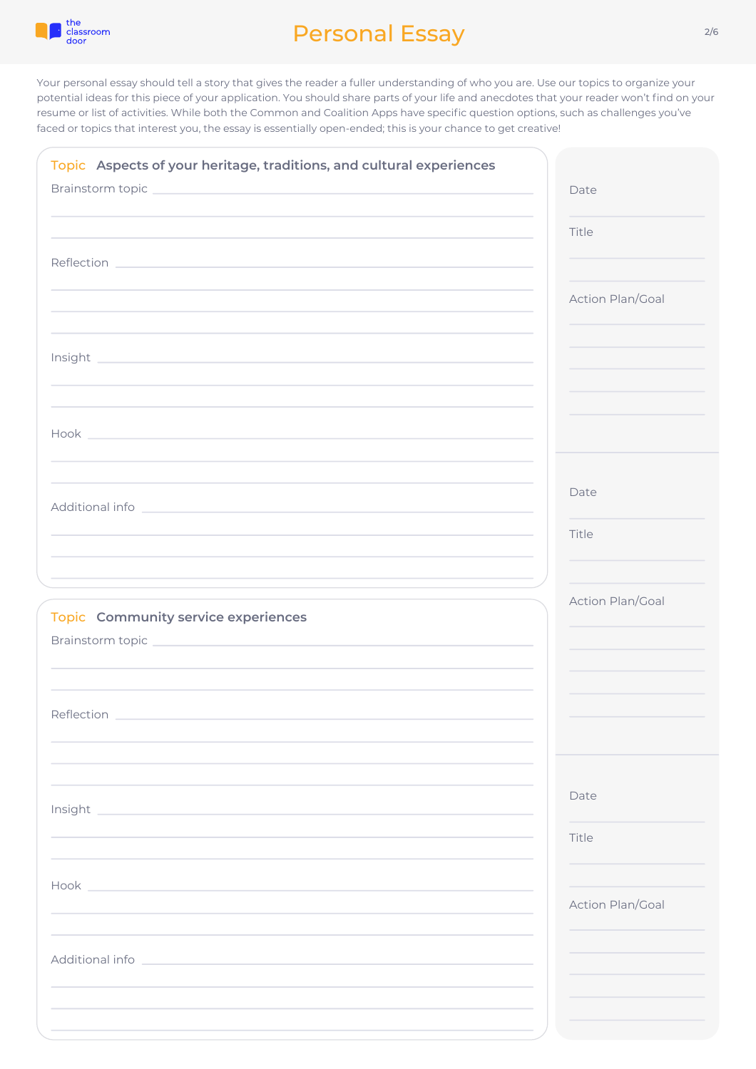# Personal Essay

Your personal essay should tell a story that gives the reader a fuller understanding of who you are. Use our topics to organize your potential ideas for this piece of your application. You should share parts of your life and anecdotes that your reader won't find on your resume or list of activities. While both the Common and Coalition Apps have specific question options, such as challenges you've faced or topics that interest you, the essay is essentially open-ended; this is your chance to get creative!

## Topic Aspects of your heritage, traditions, and cultural experiences

Brainstorm topic

Reflection

Insight

Hook

Additional info

## Topic Community service experiences

Brainstorm topic

Reflection

Insight

Hook

Additional info

---

Date

Title

Action Plan/Goal

---

Date

Title

Action Plan/Goal

---

Date

Title

Action Plan/Goal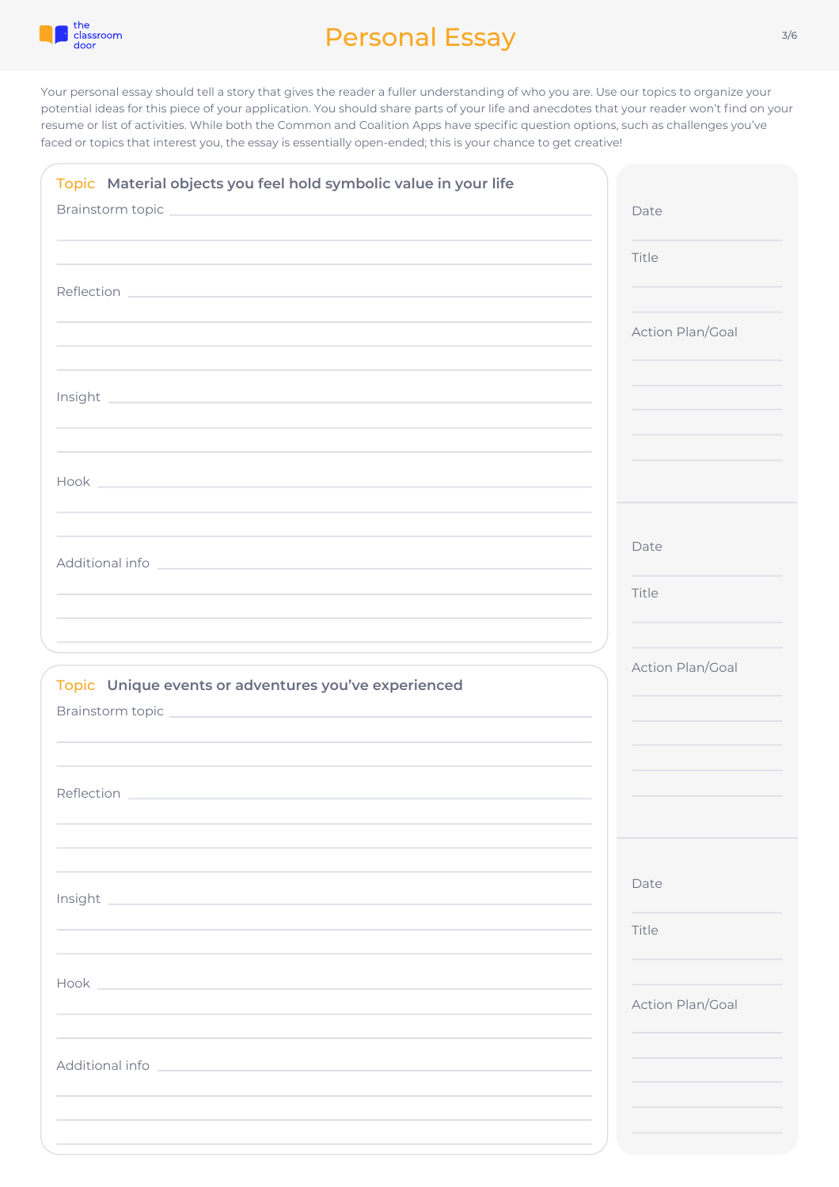# Personal Essay

Your personal essay should tell a story that gives the reader a fuller understanding of who you are. Use our topics to organize your potential ideas for this piece of your application. You should share parts of your life and anecdotes that your reader won't find on your resume or list of activities. While both the Common and Coalition Apps have specific question options, such as challenges you've faced or topics that interest you, the essay is essentially open-ended; this is your chance to get creative!

**Topic** Material objects you feel hold symbolic value in your life

Brainstorm topic

Reflection

Insight

Hook

Additional info

**Topic** Unique events or adventures you've experienced

Brainstorm topic

Reflection

Insight

Hook

Additional info

Date

Title

Action Plan/Goal

Date

Title

Action Plan/Goal

Date

Title

Action Plan/Goal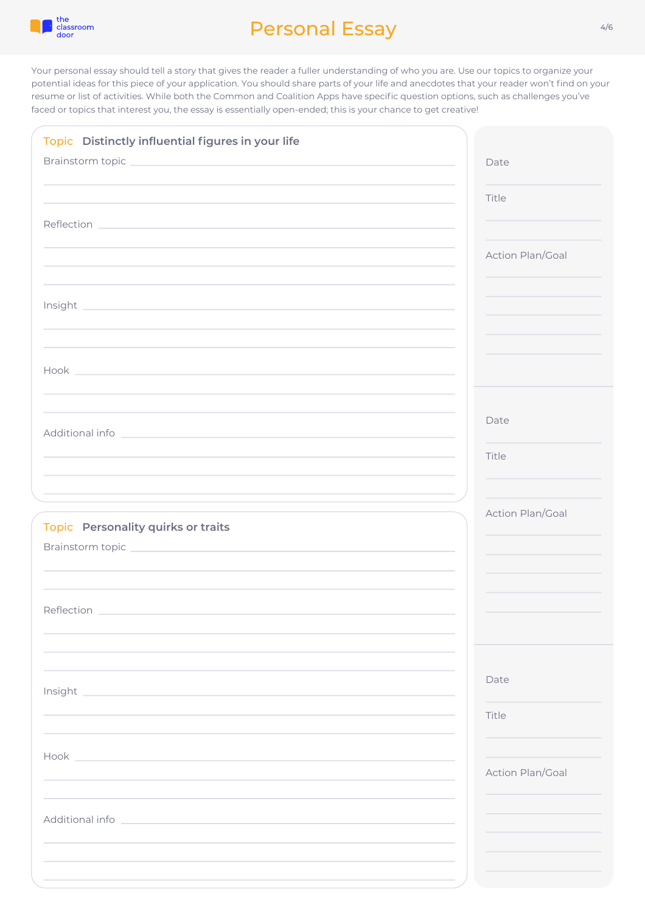# Personal Essay

Your personal essay should tell a story that gives the reader a fuller understanding of who you are. Use our topics to organize your potential ideas for this piece of your application. You should share parts of your life and anecdotes that your reader won't find on your resume or list of activities. While both the Common and Coalition Apps have specific question options, such as challenges you've faced or topics that interest you, the essay is essentially open-ended; this is your chance to get creative!

## Topic: Distinctly influential figures in your life

Brainstorm topic

Reflection

Insight

Hook

Additional info

## Topic: Personality quirks or traits

Brainstorm topic

Reflection

Insight

Hook

Additional info

---

Date

Title

Action Plan/Goal

---

Date

Title

Action Plan/Goal

---

Date

Title

Action Plan/Goal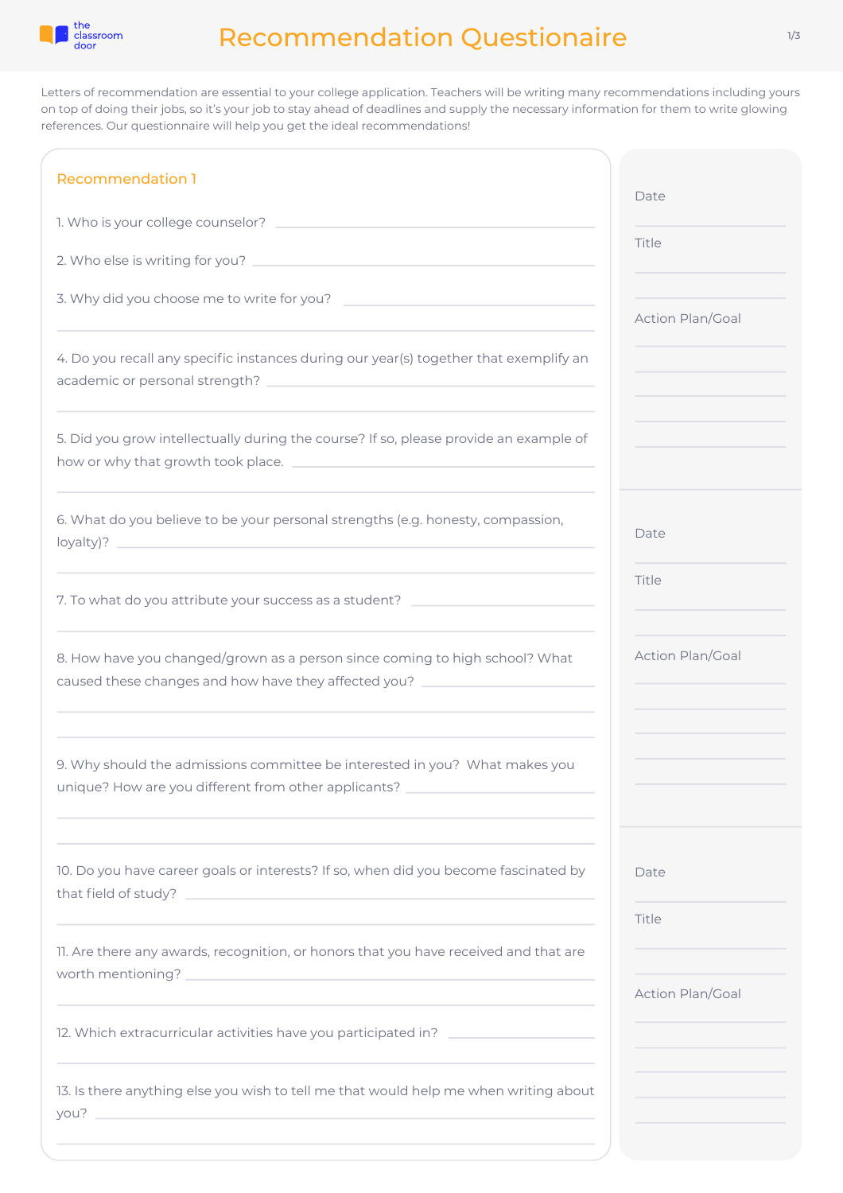# Recommendation Questionaire

Letters of recommendation are essential to your college application. Teachers will be writing many recommendations including yours on top of doing their jobs, so it's your job to stay ahead of deadlines and supply the necessary information for them to write glowing references. Our questionnaire will help you get the ideal recommendations!

## Recommendation 1

1. Who is your college counselor? ____________________

2. Who else is writing for you? ____________________

3. Why did you choose me to write for you? ____________________

4. Do you recall any specific instances during our year(s) together that exemplify an academic or personal strength? ____________________

5. Did you grow intellectually during the course? If so, please provide an example of how or why that growth took place. ____________________

6. What do you believe to be your personal strengths (e.g. honesty, compassion, loyalty)? ____________________

7. To what do you attribute your success as a student? ____________________

8. How have you changed/grown as a person since coming to high school? What caused these changes and how have they affected you? ____________________

9. Why should the admissions committee be interested in you? What makes you unique? How are you different from other applicants? ____________________

10. Do you have career goals or interests? If so, when did you become fascinated by that field of study? ____________________

11. Are there any awards, recognition, or honors that you have received and that are worth mentioning? ____________________

12. Which extracurricular activities have you participated in? ____________________

13. Is there anything else you wish to tell me that would help me when writing about you? ____________________

---

Date ____________________

Title ____________________

Action Plan/Goal ____________________

---

Date ____________________

Title ____________________

Action Plan/Goal ____________________

---

Date ____________________

Title ____________________

Action Plan/Goal ____________________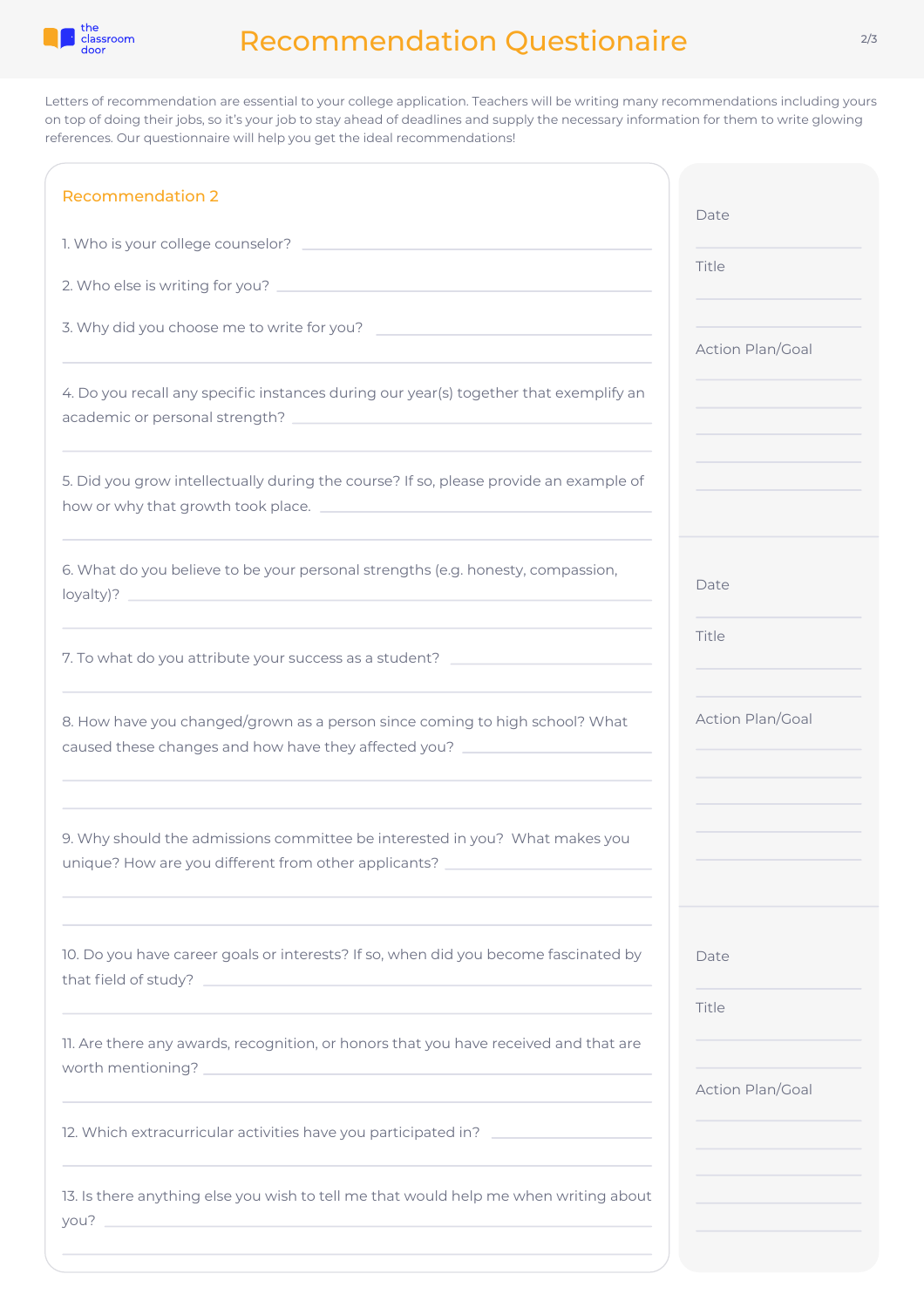# Recommendation Questionaire

Letters of recommendation are essential to your college application. Teachers will be writing many recommendations including yours on top of doing their jobs, so it's your job to stay ahead of deadlines and supply the necessary information for them to write glowing references. Our questionnaire will help you get the ideal recommendations!

## Recommendation 2

1. Who is your college counselor?
2. Who else is writing for you?
3. Why did you choose me to write for you?
4. Do you recall any specific instances during our year(s) together that exemplify an academic or personal strength?
5. Did you grow intellectually during the course? If so, please provide an example of how or why that growth took place.
6. What do you believe to be your personal strengths (e.g. honesty, compassion, loyalty)?
7. To what do you attribute your success as a student?
8. How have you changed/grown as a person since coming to high school? What caused these changes and how have they affected you?
9. Why should the admissions committee be interested in you? What makes you unique? How are you different from other applicants?
10. Do you have career goals or interests? If so, when did you become fascinated by that field of study?
11. Are there any awards, recognition, or honors that you have received and that are worth mentioning?
12. Which extracurricular activities have you participated in?
13. Is there anything else you wish to tell me that would help me when writing about you?

Date

Title

Action Plan/Goal

Date

Title

Action Plan/Goal

Date

Title

Action Plan/Goal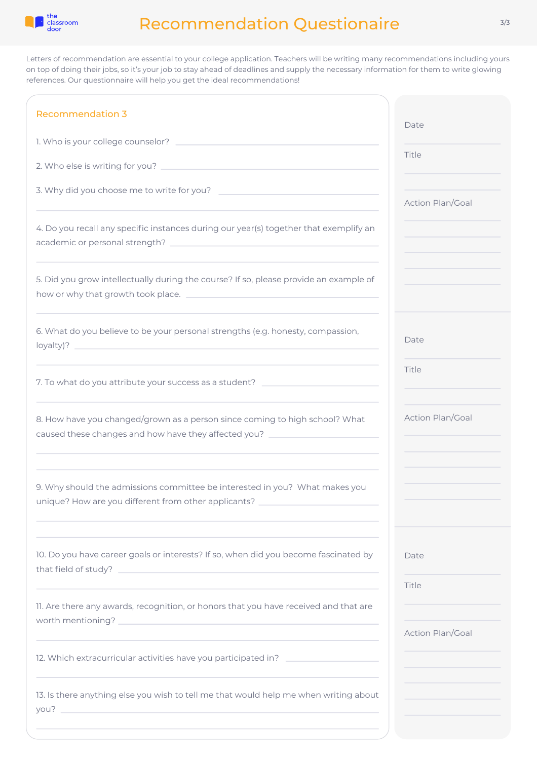# Recommendation Questionaire

Letters of recommendation are essential to your college application. Teachers will be writing many recommendations including yours on top of doing their jobs, so it's your job to stay ahead of deadlines and supply the necessary information for them to write glowing references. Our questionnaire will help you get the ideal recommendations!

## Recommendation 3

1. Who is your college counselor? ____________________

2. Who else is writing for you? ____________________

3. Why did you choose me to write for you? ____________________

4. Do you recall any specific instances during our year(s) together that exemplify an academic or personal strength? ____________________

5. Did you grow intellectually during the course? If so, please provide an example of how or why that growth took place. ____________________

6. What do you believe to be your personal strengths (e.g. honesty, compassion, loyalty)? ____________________

7. To what do you attribute your success as a student? ____________________

8. How have you changed/grown as a person since coming to high school? What caused these changes and how have they affected you? ____________________

9. Why should the admissions committee be interested in you? What makes you unique? How are you different from other applicants? ____________________

10. Do you have career goals or interests? If so, when did you become fascinated by that field of study? ____________________

11. Are there any awards, recognition, or honors that you have received and that are worth mentioning? ____________________

12. Which extracurricular activities have you participated in? ____________________

13. Is there anything else you wish to tell me that would help me when writing about you? ____________________

---

Date ____________________

Title ____________________

Action Plan/Goal ____________________

---

Date ____________________

Title ____________________

Action Plan/Goal ____________________

---

Date ____________________

Title ____________________

Action Plan/Goal ____________________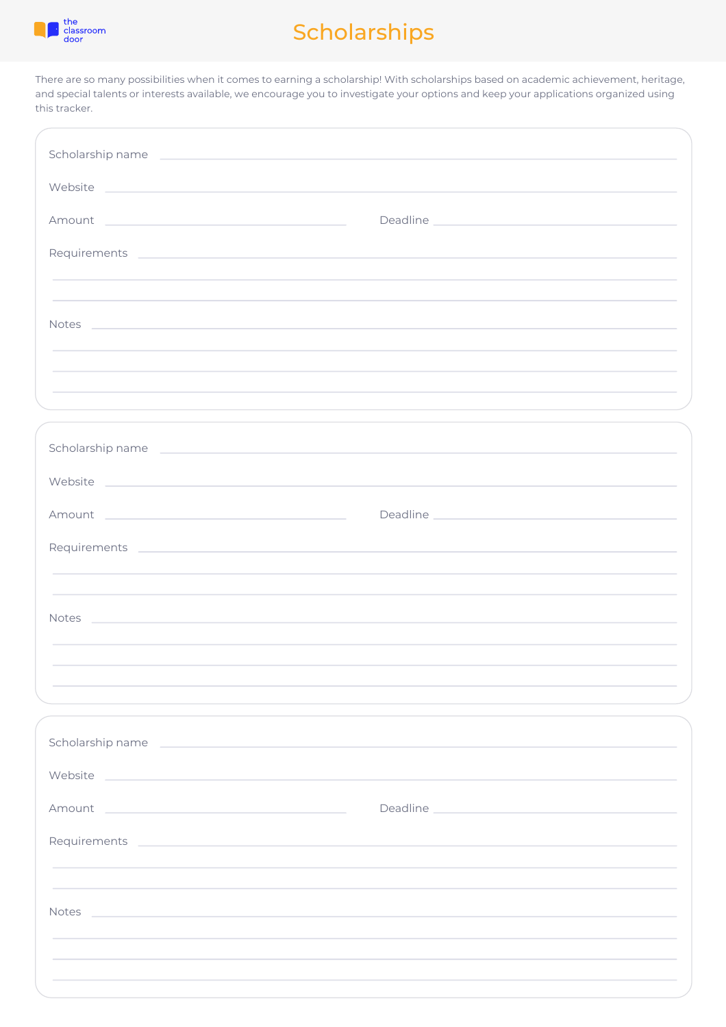# Scholarships

There are so many possibilities when it comes to earning a scholarship! With scholarships based on academic achievement, heritage, and special talents or interests available, we encourage you to investigate your options and keep your applications organized using this tracker.

Scholarship name ______________________________

Website ______________________________

Amount ______________ Deadline ______________

Requirements ______________________________

______________________________

______________________________

Notes ______________________________

______________________________

______________________________

______________________________

---

Scholarship name ______________________________

Website ______________________________

Amount ______________ Deadline ______________

Requirements ______________________________

______________________________

______________________________

Notes ______________________________

______________________________

______________________________

______________________________

---

Scholarship name ______________________________

Website ______________________________

Amount ______________ Deadline ______________

Requirements ______________________________

______________________________

______________________________

Notes ______________________________

______________________________

______________________________

______________________________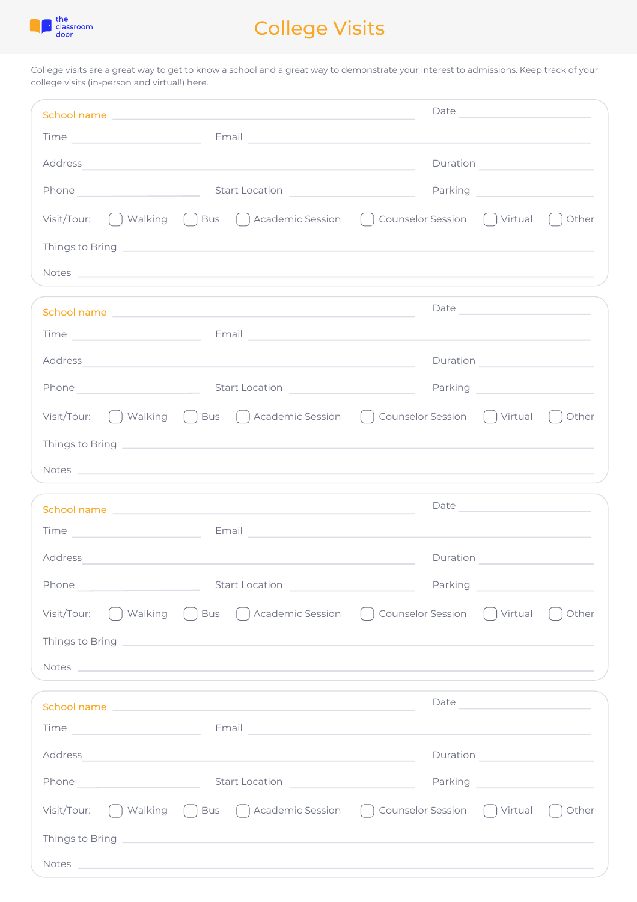the classroom door

# College Visits

College visits are a great way to get to know a school and a great way to demonstrate your interest to admissions. Keep track of your college visits (in-person and virtual!) here.

School name ______________________ Date ____________

Time ____________ Email ______________________

Address ______________________ Duration ____________

Phone ____________ Start Location ____________ Parking ____________

Visit/Tour: ☐ Walking ☐ Bus ☐ Academic Session ☐ Counselor Session ☐ Virtual ☐ Other

Things to Bring ______________________

Notes ______________________

---

School name ______________________ Date ____________

Time ____________ Email ______________________

Address ______________________ Duration ____________

Phone ____________ Start Location ____________ Parking ____________

Visit/Tour: ☐ Walking ☐ Bus ☐ Academic Session ☐ Counselor Session ☐ Virtual ☐ Other

Things to Bring ______________________

Notes ______________________

---

School name ______________________ Date ____________

Time ____________ Email ______________________

Address ______________________ Duration ____________

Phone ____________ Start Location ____________ Parking ____________

Visit/Tour: ☐ Walking ☐ Bus ☐ Academic Session ☐ Counselor Session ☐ Virtual ☐ Other

Things to Bring ______________________

Notes ______________________

---

School name ______________________ Date ____________

Time ____________ Email ______________________

Address ______________________ Duration ____________

Phone ____________ Start Location ____________ Parking ____________

Visit/Tour: ☐ Walking ☐ Bus ☐ Academic Session ☐ Counselor Session ☐ Virtual ☐ Other

Things to Bring ______________________

Notes ______________________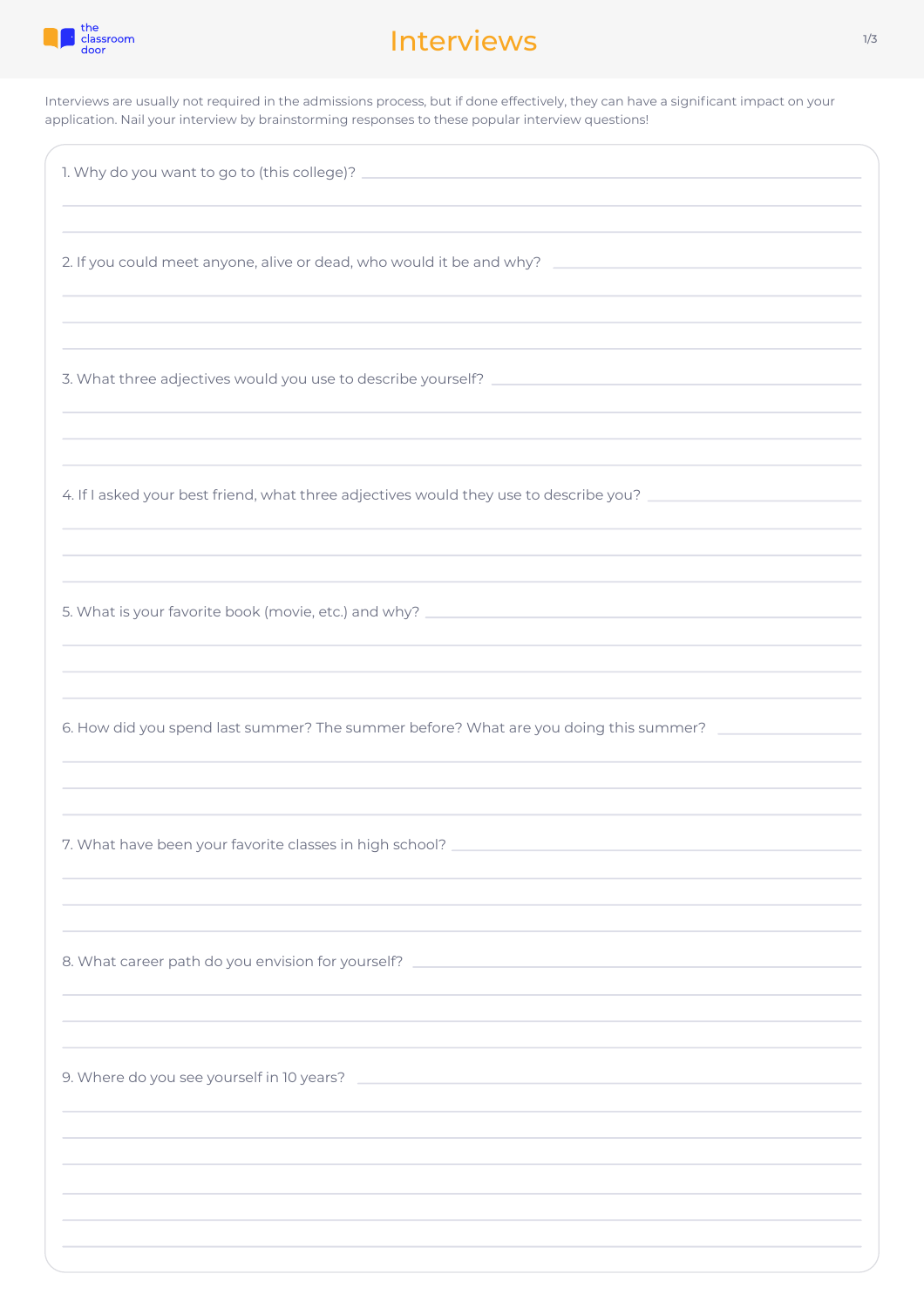# Interviews

Interviews are usually not required in the admissions process, but if done effectively, they can have a significant impact on your application. Nail your interview by brainstorming responses to these popular interview questions!

1. Why do you want to go to (this college)?

2. If you could meet anyone, alive or dead, who would it be and why?

3. What three adjectives would you use to describe yourself?

4. If I asked your best friend, what three adjectives would they use to describe you?

5. What is your favorite book (movie, etc.) and why?

6. How did you spend last summer? The summer before? What are you doing this summer?

7. What have been your favorite classes in high school?

8. What career path do you envision for yourself?

9. Where do you see yourself in 10 years?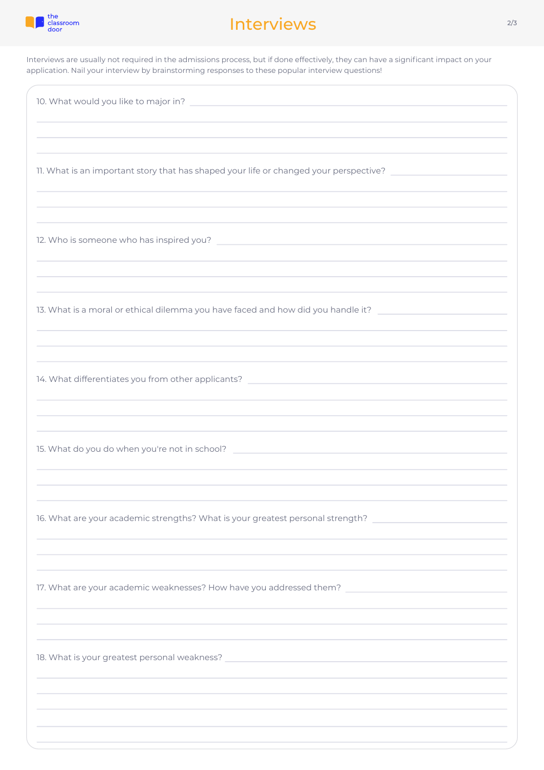# Interviews

Interviews are usually not required in the admissions process, but if done effectively, they can have a significant impact on your application. Nail your interview by brainstorming responses to these popular interview questions!

10. What would you like to major in?

11. What is an important story that has shaped your life or changed your perspective?

12. Who is someone who has inspired you?

13. What is a moral or ethical dilemma you have faced and how did you handle it?

14. What differentiates you from other applicants?

15. What do you do when you're not in school?

16. What are your academic strengths? What is your greatest personal strength?

17. What are your academic weaknesses? How have you addressed them?

18. What is your greatest personal weakness?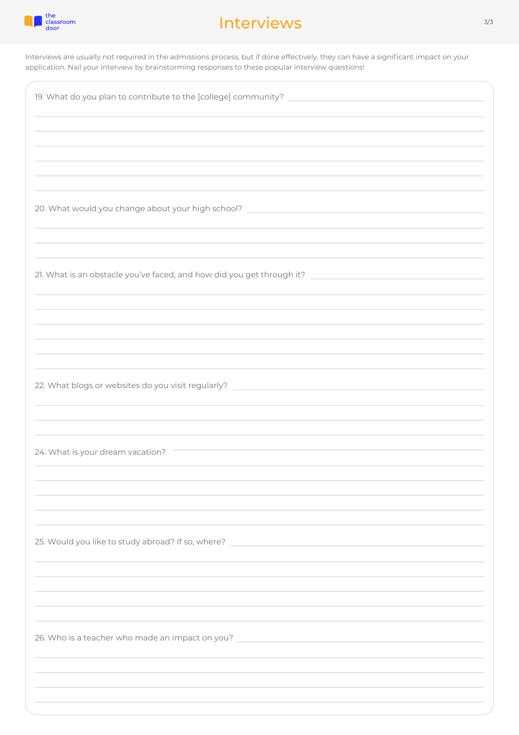# Interviews

Interviews are usually not required in the admissions process, but if done effectively, they can have a significant impact on your application. Nail your interview by brainstorming responses to these popular interview questions!

19. What do you plan to contribute to the [college] community?

20. What would you change about your high school?

21. What is an obstacle you've faced, and how did you get through it?

22. What blogs or websites do you visit regularly?

24. What is your dream vacation?

25. Would you like to study abroad? If so, where?

26. Who is a teacher who made an impact on you?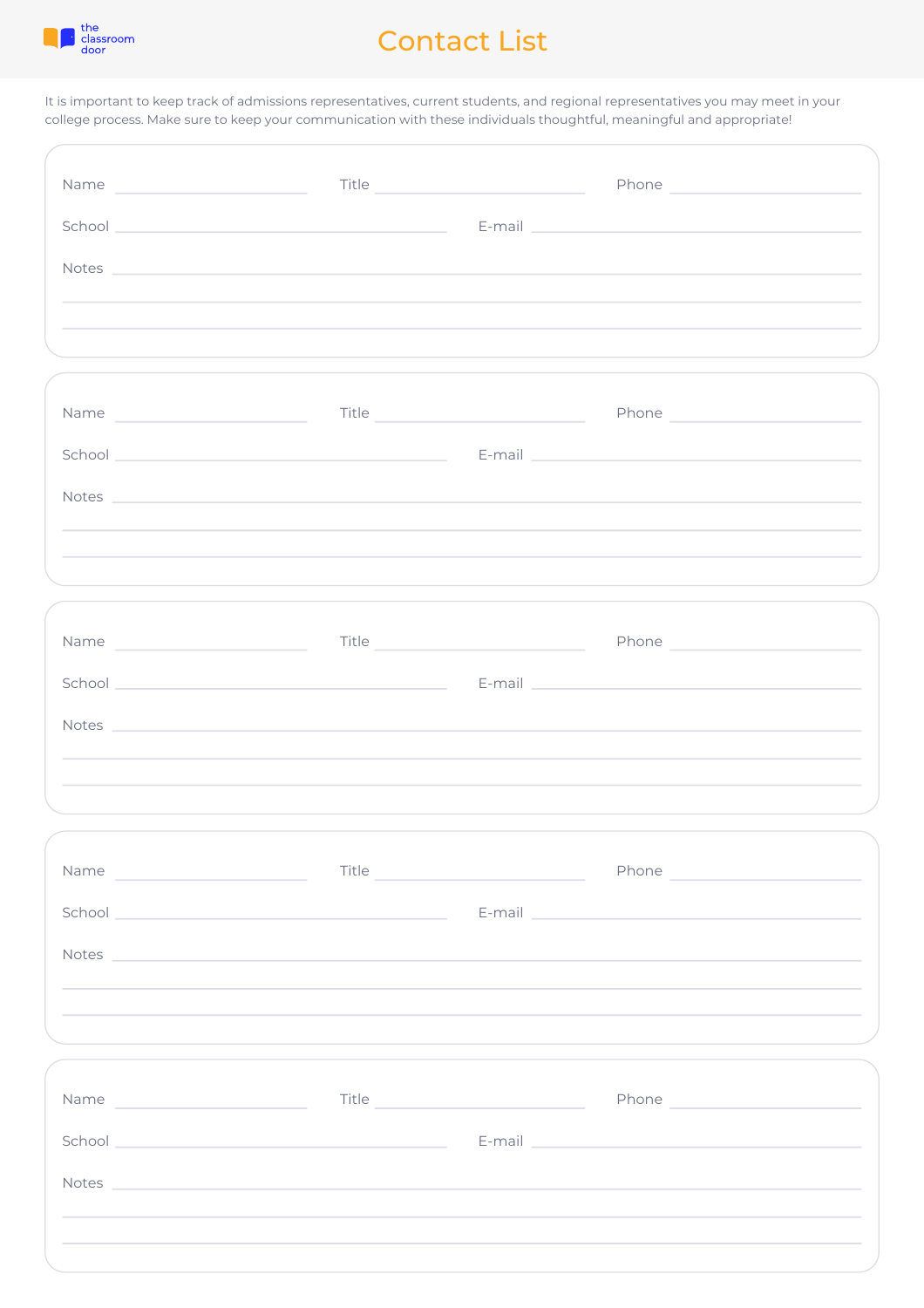the classroom door

# Contact List

It is important to keep track of admissions representatives, current students, and regional representatives you may meet in your college process. Make sure to keep your communication with these individuals thoughtful, meaningful and appropriate!

Name ______________________ Title ______________________ Phone ______________________

School ______________________________________ E-mail ______________________________________

Notes __________________________________________________________________________________

_______________________________________________________________________________________

_______________________________________________________________________________________

Name ______________________ Title ______________________ Phone ______________________

School ______________________________________ E-mail ______________________________________

Notes __________________________________________________________________________________

_______________________________________________________________________________________

_______________________________________________________________________________________

Name ______________________ Title ______________________ Phone ______________________

School ______________________________________ E-mail ______________________________________

Notes __________________________________________________________________________________

_______________________________________________________________________________________

_______________________________________________________________________________________

Name ______________________ Title ______________________ Phone ______________________

School ______________________________________ E-mail ______________________________________

Notes __________________________________________________________________________________

_______________________________________________________________________________________

_______________________________________________________________________________________

Name ______________________ Title ______________________ Phone ______________________

School ______________________________________ E-mail ______________________________________

Notes __________________________________________________________________________________

_______________________________________________________________________________________

_______________________________________________________________________________________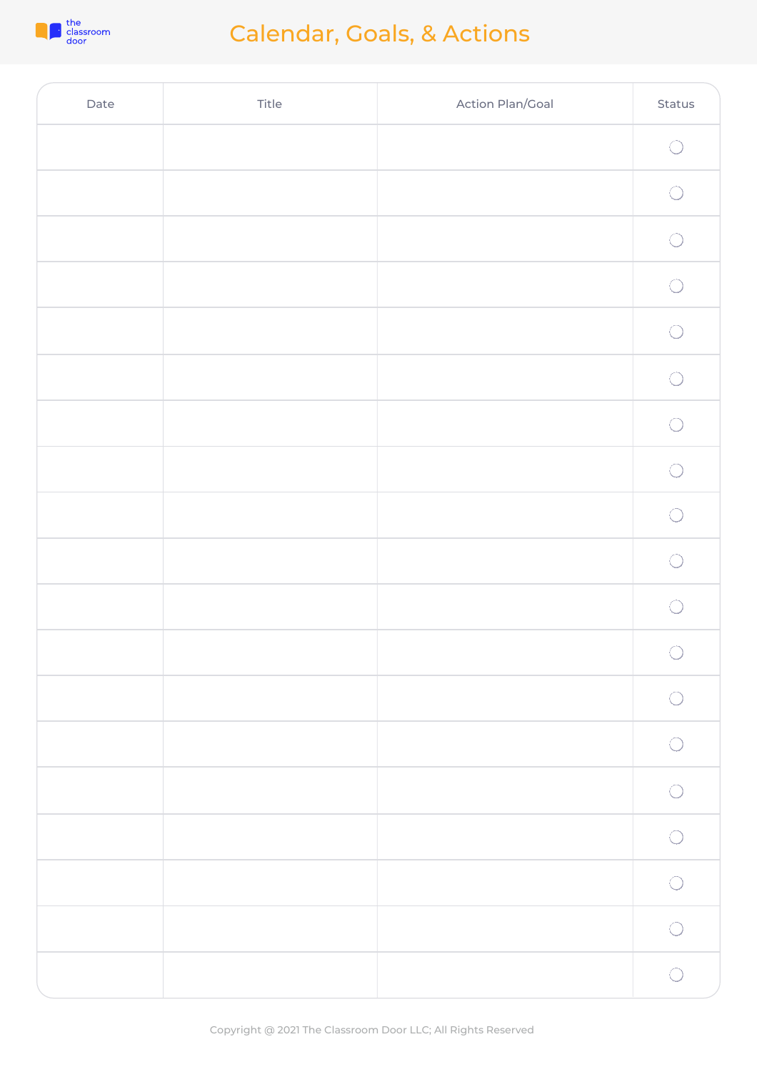# Calendar, Goals, & Actions

| Date | Title | Action Plan/Goal | Status |
| --- | --- | --- | --- |
| | | | ◯ |
| | | | ◯ |
| | | | ◯ |
| | | | ◯ |
| | | | ◯ |
| | | | ◯ |
| | | | ◯ |
| | | | ◯ |
| | | | ◯ |
| | | | ◯ |
| | | | ◯ |
| | | | ◯ |
| | | | ◯ |
| | | | ◯ |
| | | | ◯ |
| | | | ◯ |
| | | | ◯ |
| | | | ◯ |
| | | | ◯ |